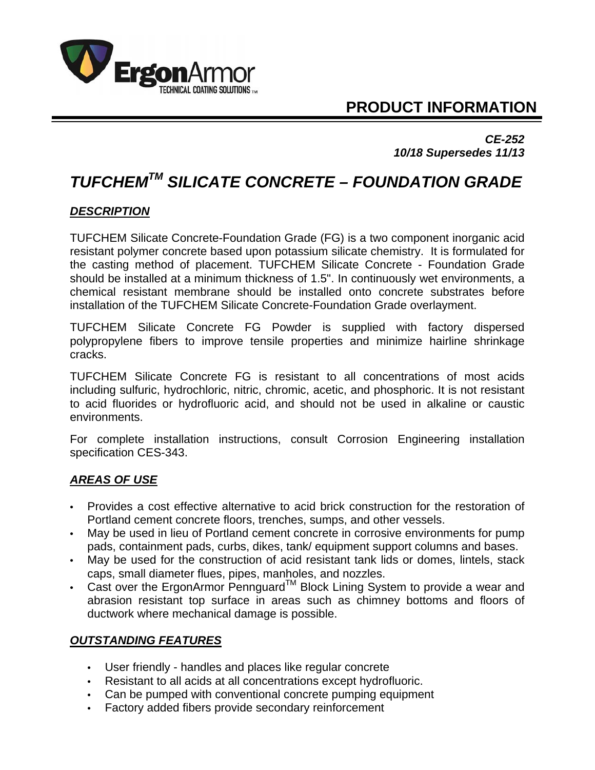# PRODUCT INFORMATION

***CE-252***
***10/18 Supersedes 11/13***

## *TUFCHEM™ SILICATE CONCRETE – FOUNDATION GRADE*

### *DESCRIPTION*

TUFCHEM Silicate Concrete-Foundation Grade (FG) is a two component inorganic acid resistant polymer concrete based upon potassium silicate chemistry. It is formulated for the casting method of placement. TUFCHEM Silicate Concrete - Foundation Grade should be installed at a minimum thickness of 1.5". In continuously wet environments, a chemical resistant membrane should be installed onto concrete substrates before installation of the TUFCHEM Silicate Concrete-Foundation Grade overlayment.

TUFCHEM Silicate Concrete FG Powder is supplied with factory dispersed polypropylene fibers to improve tensile properties and minimize hairline shrinkage cracks.

TUFCHEM Silicate Concrete FG is resistant to all concentrations of most acids including sulfuric, hydrochloric, nitric, chromic, acetic, and phosphoric. It is not resistant to acid fluorides or hydrofluoric acid, and should not be used in alkaline or caustic environments.

For complete installation instructions, consult Corrosion Engineering installation specification CES-343.

### *AREAS OF USE*

- Provides a cost effective alternative to acid brick construction for the restoration of Portland cement concrete floors, trenches, sumps, and other vessels.
- May be used in lieu of Portland cement concrete in corrosive environments for pump pads, containment pads, curbs, dikes, tank/ equipment support columns and bases.
- May be used for the construction of acid resistant tank lids or domes, lintels, stack caps, small diameter flues, pipes, manholes, and nozzles.
- Cast over the ErgonArmor Pennguard™ Block Lining System to provide a wear and abrasion resistant top surface in areas such as chimney bottoms and floors of ductwork where mechanical damage is possible.

### *OUTSTANDING FEATURES*

- User friendly - handles and places like regular concrete
- Resistant to all acids at all concentrations except hydrofluoric.
- Can be pumped with conventional concrete pumping equipment
- Factory added fibers provide secondary reinforcement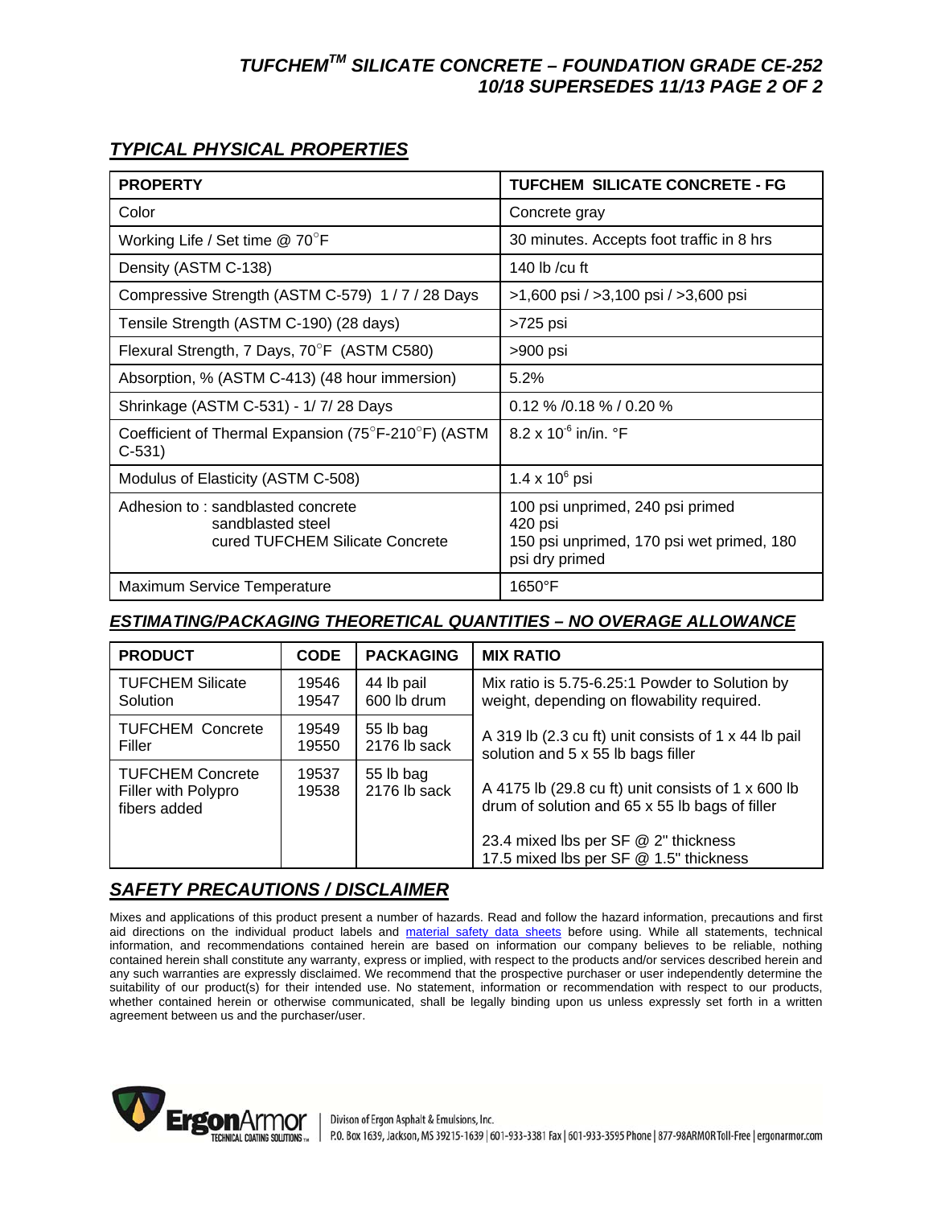## TYPICAL PHYSICAL PROPERTIES

| PROPERTY | TUFCHEM SILICATE CONCRETE - FG |
|---|---|
| Color | Concrete gray |
| Working Life / Set time @ 70°F | 30 minutes. Accepts foot traffic in 8 hrs |
| Density (ASTM C-138) | 140 lb /cu ft |
| Compressive Strength (ASTM C-579) 1 / 7 / 28 Days | >1,600 psi / >3,100 psi / >3,600 psi |
| Tensile Strength (ASTM C-190) (28 days) | >725 psi |
| Flexural Strength, 7 Days, 70°F (ASTM C580) | >900 psi |
| Absorption, % (ASTM C-413) (48 hour immersion) | 5.2% |
| Shrinkage (ASTM C-531) - 1/ 7/ 28 Days | 0.12 % /0.18 % / 0.20 % |
| Coefficient of Thermal Expansion (75°F-210°F) (ASTM C-531) | $8.2 \times 10^{-6}$ in/in. °F |
| Modulus of Elasticity (ASTM C-508) | $1.4 \times 10^{6}$ psi |
| Adhesion to : sandblasted concrete<br>sandblasted steel<br>cured TUFCHEM Silicate Concrete | 100 psi unprimed, 240 psi primed<br>420 psi<br>150 psi unprimed, 170 psi wet primed, 180 psi dry primed |
| Maximum Service Temperature | 1650°F |

## ESTIMATING/PACKAGING THEORETICAL QUANTITIES – NO OVERAGE ALLOWANCE

| PRODUCT | CODE | PACKAGING | MIX RATIO |
|---|---|---|---|
| TUFCHEM Silicate Solution | 19546<br>19547 | 44 lb pail<br>600 lb drum | Mix ratio is 5.75-6.25:1 Powder to Solution by weight, depending on flowability required. |
| TUFCHEM Concrete Filler | 19549<br>19550 | 55 lb bag<br>2176 lb sack | A 319 lb (2.3 cu ft) unit consists of 1 x 44 lb pail solution and 5 x 55 lb bags filler |
| TUFCHEM Concrete Filler with Polypro fibers added | 19537<br>19538 | 55 lb bag<br>2176 lb sack | A 4175 lb (29.8 cu ft) unit consists of 1 x 600 lb drum of solution and 65 x 55 lb bags of filler<br><br>23.4 mixed lbs per SF @ 2" thickness<br>17.5 mixed lbs per SF @ 1.5" thickness |

## SAFETY PRECAUTIONS / DISCLAIMER

Mixes and applications of this product present a number of hazards. Read and follow the hazard information, precautions and first aid directions on the individual product labels and material safety data sheets before using. While all statements, technical information, and recommendations contained herein are based on information our company believes to be reliable, nothing contained herein shall constitute any warranty, express or implied, with respect to the products and/or services described herein and any such warranties are expressly disclaimed. We recommend that the prospective purchaser or user independently determine the suitability of our product(s) for their intended use. No statement, information or recommendation with respect to our products, whether contained herein or otherwise communicated, shall be legally binding upon us unless expressly set forth in a written agreement between us and the purchaser/user.

ErgonArmor TECHNICAL COATING SOLUTIONS | Division of Ergon Asphalt & Emulsions, Inc.
P.O. Box 1639, Jackson, MS 39215-1639 | 601-933-3381 Fax | 601-933-3595 Phone | 877-98ARMOR Toll-Free | ergonarmor.com